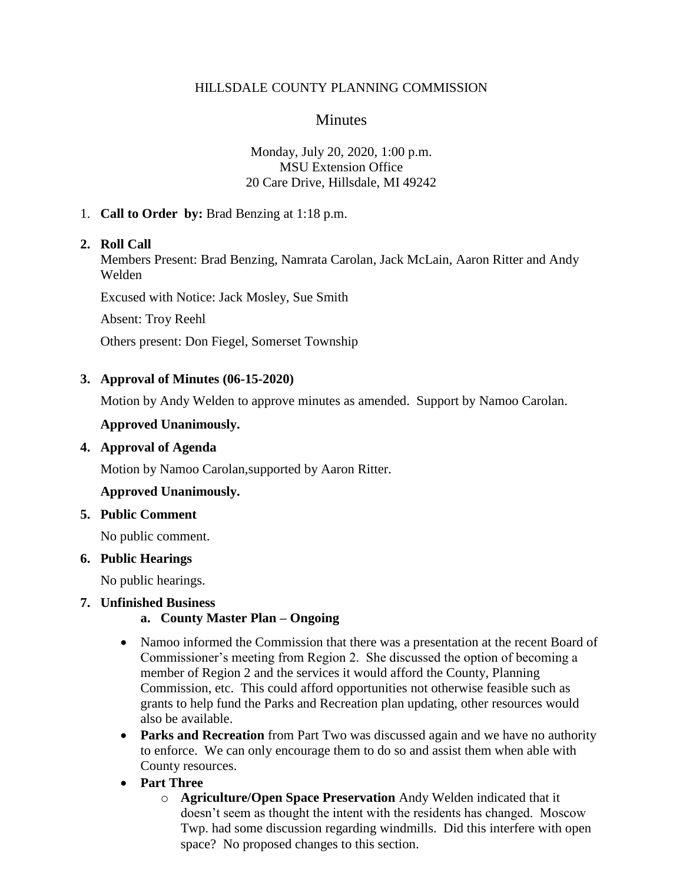HILLSDALE COUNTY PLANNING COMMISSION

Minutes

Monday, July 20, 2020, 1:00 p.m.
MSU Extension Office
20 Care Drive, Hillsdale, MI 49242

1. **Call to Order by:** Brad Benzing at 1:18 p.m.

2. **Roll Call**

   Members Present: Brad Benzing, Namrata Carolan, Jack McLain, Aaron Ritter and Andy Welden

   Excused with Notice: Jack Mosley, Sue Smith

   Absent: Troy Reehl

   Others present: Don Fiegel, Somerset Township

3. **Approval of Minutes (06-15-2020)**

   Motion by Andy Welden to approve minutes as amended. Support by Namoo Carolan.

   **Approved Unanimously.**

4. **Approval of Agenda**

   Motion by Namoo Carolan,supported by Aaron Ritter.

   **Approved Unanimously.**

5. **Public Comment**

   No public comment.

6. **Public Hearings**

   No public hearings.

7. **Unfinished Business**

   **a. County Master Plan – Ongoing**

   - Namoo informed the Commission that there was a presentation at the recent Board of Commissioner's meeting from Region 2. She discussed the option of becoming a member of Region 2 and the services it would afford the County, Planning Commission, etc. This could afford opportunities not otherwise feasible such as grants to help fund the Parks and Recreation plan updating, other resources would also be available.
   - **Parks and Recreation** from Part Two was discussed again and we have no authority to enforce. We can only encourage them to do so and assist them when able with County resources.
   - **Part Three**
     - **Agriculture/Open Space Preservation** Andy Welden indicated that it doesn't seem as thought the intent with the residents has changed. Moscow Twp. had some discussion regarding windmills. Did this interfere with open space? No proposed changes to this section.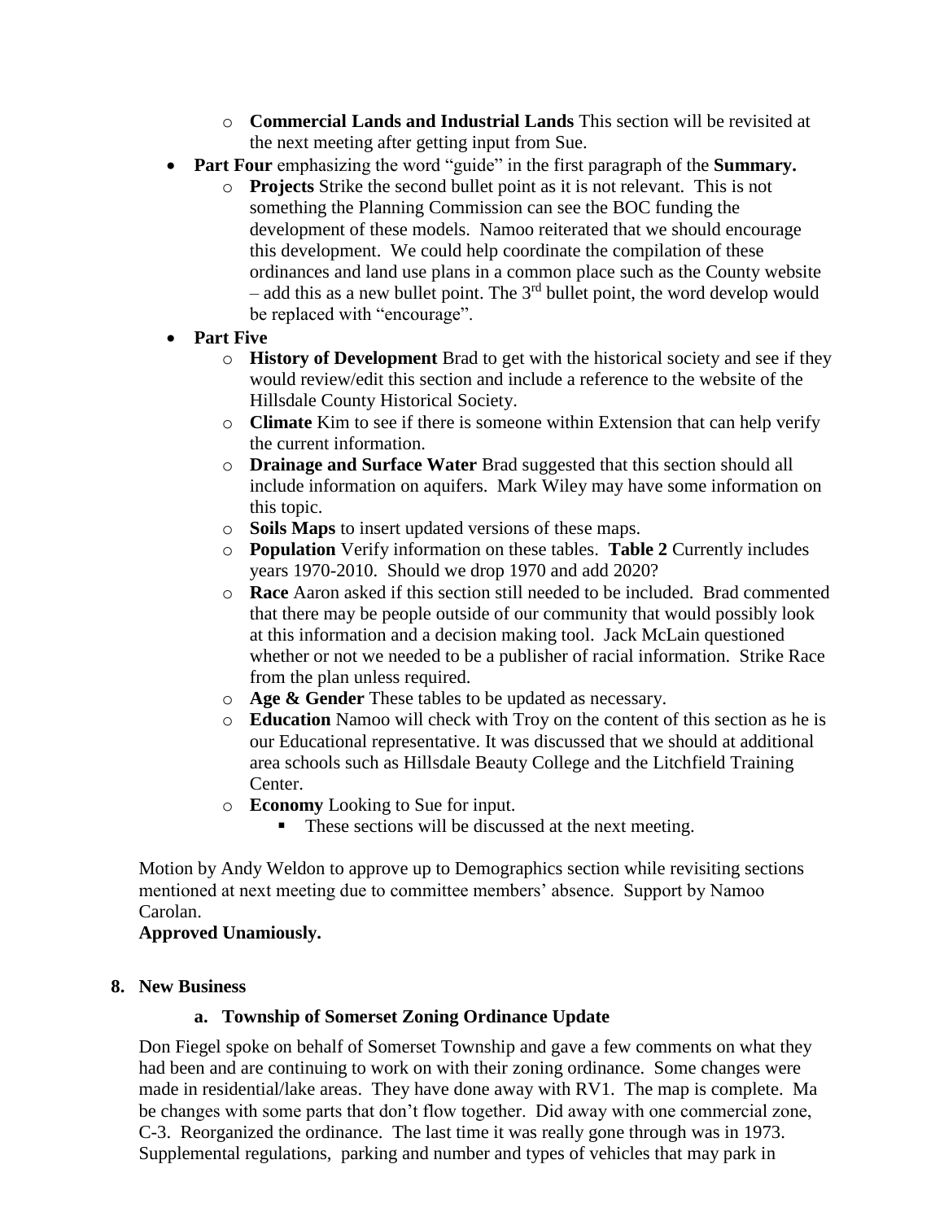- **Commercial Lands and Industrial Lands** This section will be revisited at the next meeting after getting input from Sue.
- **Part Four** emphasizing the word "guide" in the first paragraph of the **Summary.**
  - **Projects** Strike the second bullet point as it is not relevant. This is not something the Planning Commission can see the BOC funding the development of these models. Namoo reiterated that we should encourage this development. We could help coordinate the compilation of these ordinances and land use plans in a common place such as the County website – add this as a new bullet point. The 3rd bullet point, the word develop would be replaced with "encourage".
- **Part Five**
  - **History of Development** Brad to get with the historical society and see if they would review/edit this section and include a reference to the website of the Hillsdale County Historical Society.
  - **Climate** Kim to see if there is someone within Extension that can help verify the current information.
  - **Drainage and Surface Water** Brad suggested that this section should all include information on aquifers. Mark Wiley may have some information on this topic.
  - **Soils Maps** to insert updated versions of these maps.
  - **Population** Verify information on these tables. **Table 2** Currently includes years 1970-2010. Should we drop 1970 and add 2020?
  - **Race** Aaron asked if this section still needed to be included. Brad commented that there may be people outside of our community that would possibly look at this information and a decision making tool. Jack McLain questioned whether or not we needed to be a publisher of racial information. Strike Race from the plan unless required.
  - **Age & Gender** These tables to be updated as necessary.
  - **Education** Namoo will check with Troy on the content of this section as he is our Educational representative. It was discussed that we should at additional area schools such as Hillsdale Beauty College and the Litchfield Training Center.
  - **Economy** Looking to Sue for input.
    - These sections will be discussed at the next meeting.

Motion by Andy Weldon to approve up to Demographics section while revisiting sections mentioned at next meeting due to committee members' absence. Support by Namoo Carolan.

**Approved Unamiously.**

## 8. New Business

### a. Township of Somerset Zoning Ordinance Update

Don Fiegel spoke on behalf of Somerset Township and gave a few comments on what they had been and are continuing to work on with their zoning ordinance. Some changes were made in residential/lake areas. They have done away with RV1. The map is complete. Ma be changes with some parts that don't flow together. Did away with one commercial zone, C-3. Reorganized the ordinance. The last time it was really gone through was in 1973. Supplemental regulations, parking and number and types of vehicles that may park in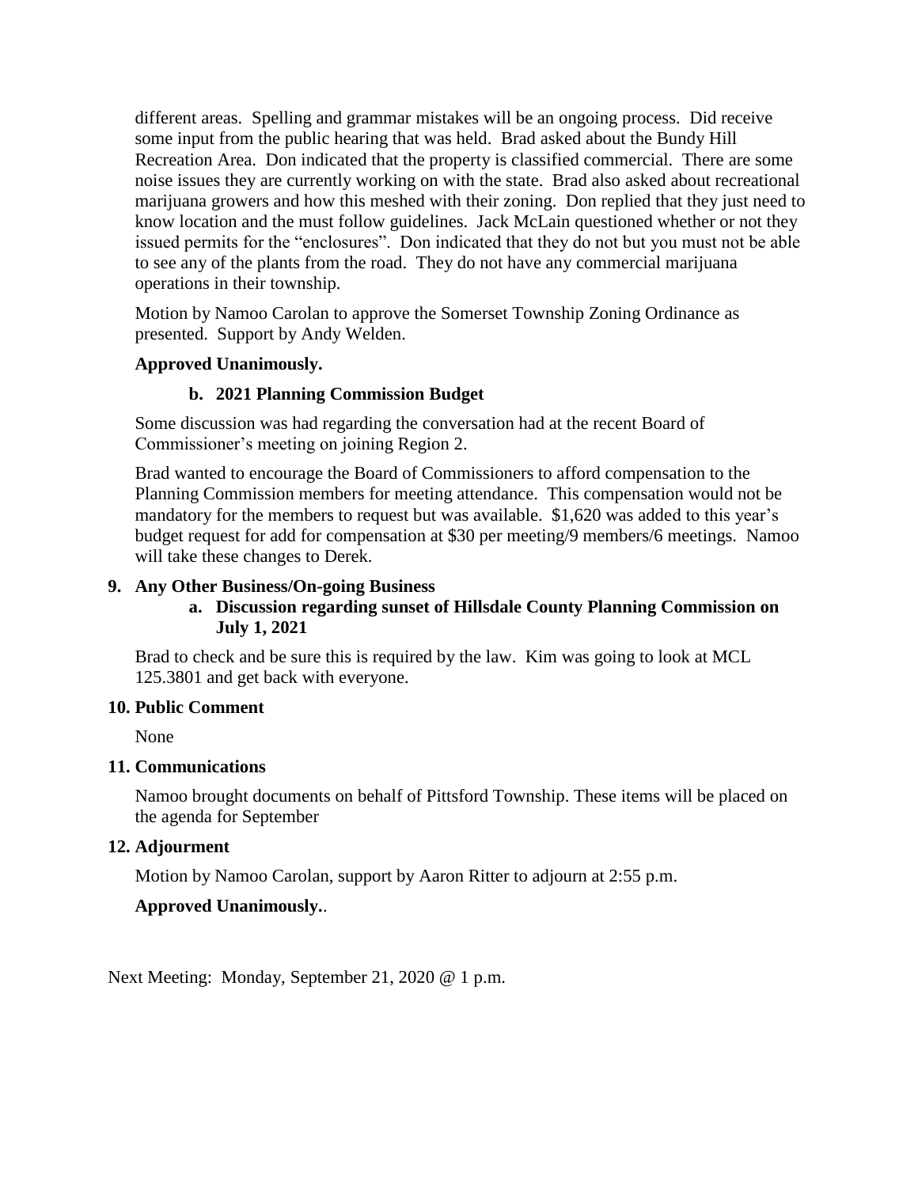different areas. Spelling and grammar mistakes will be an ongoing process. Did receive some input from the public hearing that was held. Brad asked about the Bundy Hill Recreation Area. Don indicated that the property is classified commercial. There are some noise issues they are currently working on with the state. Brad also asked about recreational marijuana growers and how this meshed with their zoning. Don replied that they just need to know location and the must follow guidelines. Jack McLain questioned whether or not they issued permits for the "enclosures". Don indicated that they do not but you must not be able to see any of the plants from the road. They do not have any commercial marijuana operations in their township.

Motion by Namoo Carolan to approve the Somerset Township Zoning Ordinance as presented. Support by Andy Welden.

**Approved Unanimously.**

**b. 2021 Planning Commission Budget**

Some discussion was had regarding the conversation had at the recent Board of Commissioner's meeting on joining Region 2.

Brad wanted to encourage the Board of Commissioners to afford compensation to the Planning Commission members for meeting attendance. This compensation would not be mandatory for the members to request but was available. $1,620 was added to this year's budget request for add for compensation at $30 per meeting/9 members/6 meetings. Namoo will take these changes to Derek.

**9. Any Other Business/On-going Business**

**a. Discussion regarding sunset of Hillsdale County Planning Commission on July 1, 2021**

Brad to check and be sure this is required by the law. Kim was going to look at MCL 125.3801 and get back with everyone.

**10. Public Comment**

None

**11. Communications**

Namoo brought documents on behalf of Pittsford Township. These items will be placed on the agenda for September

**12. Adjourment**

Motion by Namoo Carolan, support by Aaron Ritter to adjourn at 2:55 p.m.

**Approved Unanimously.**.

Next Meeting: Monday, September 21, 2020 @ 1 p.m.